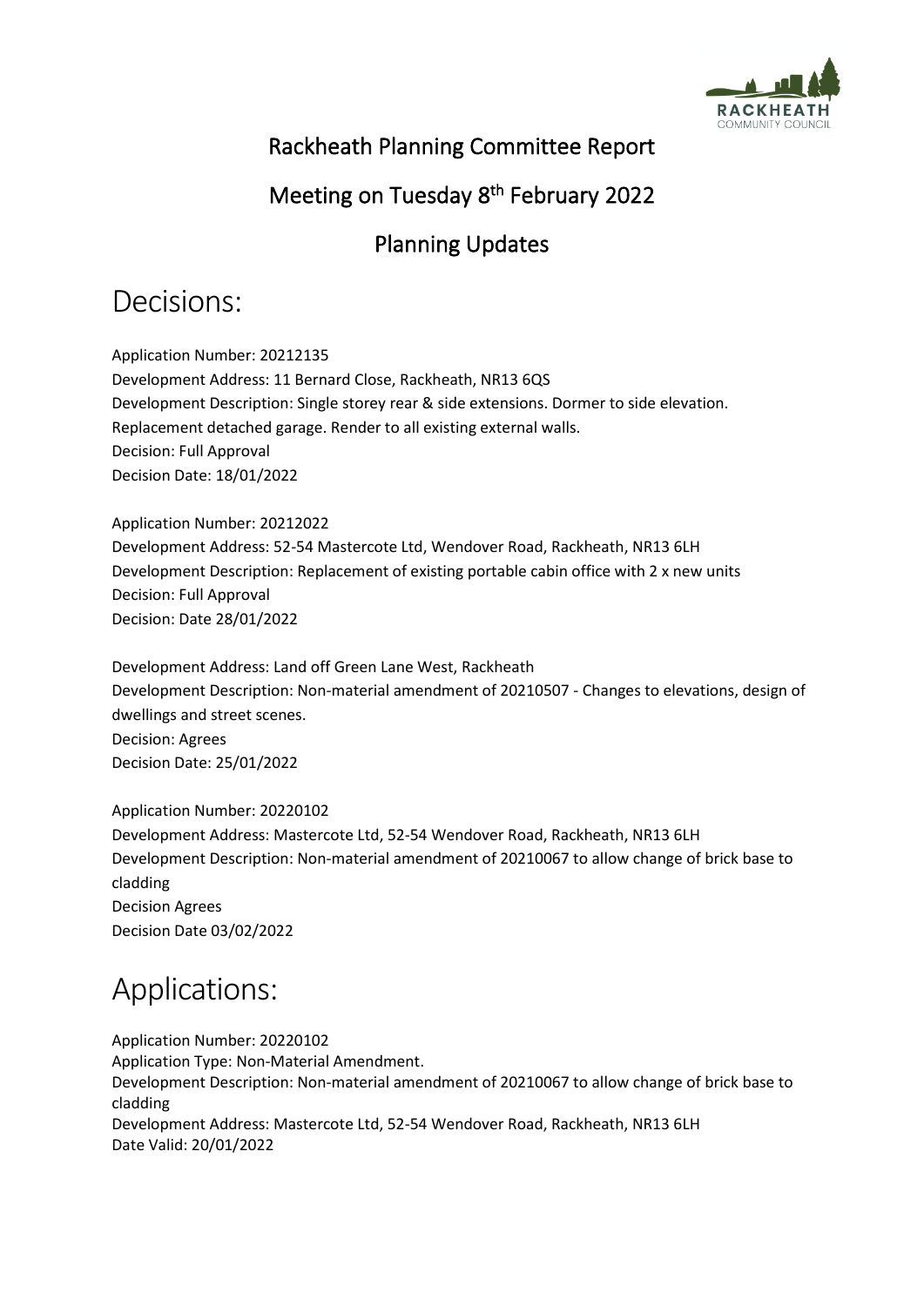# Rackheath Planning Committee Report

## Meeting on Tuesday 8th February 2022

## Planning Updates

# Decisions:

Application Number: 20212135
Development Address: 11 Bernard Close, Rackheath, NR13 6QS
Development Description: Single storey rear & side extensions. Dormer to side elevation. Replacement detached garage. Render to all existing external walls.
Decision: Full Approval
Decision Date: 18/01/2022

Application Number: 20212022
Development Address: 52-54 Mastercote Ltd, Wendover Road, Rackheath, NR13 6LH
Development Description: Replacement of existing portable cabin office with 2 x new units
Decision: Full Approval
Decision: Date 28/01/2022

Development Address: Land off Green Lane West, Rackheath
Development Description: Non-material amendment of 20210507 - Changes to elevations, design of dwellings and street scenes.
Decision: Agrees
Decision Date: 25/01/2022

Application Number: 20220102
Development Address: Mastercote Ltd, 52-54 Wendover Road, Rackheath, NR13 6LH
Development Description: Non-material amendment of 20210067 to allow change of brick base to cladding
Decision Agrees
Decision Date 03/02/2022

# Applications:

Application Number: 20220102
Application Type: Non-Material Amendment.
Development Description: Non-material amendment of 20210067 to allow change of brick base to cladding
Development Address: Mastercote Ltd, 52-54 Wendover Road, Rackheath, NR13 6LH
Date Valid: 20/01/2022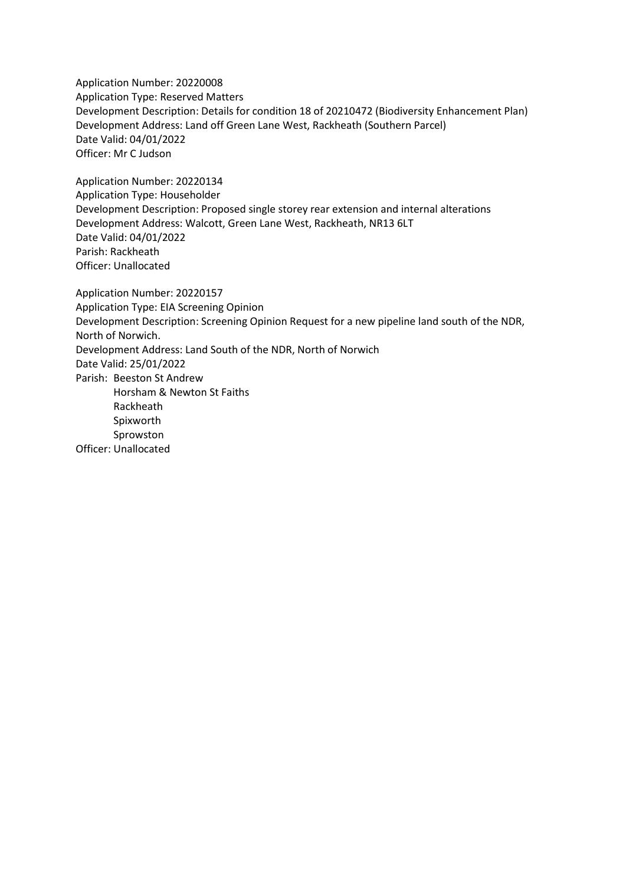Application Number: 20220008
Application Type: Reserved Matters
Development Description: Details for condition 18 of 20210472 (Biodiversity Enhancement Plan)
Development Address: Land off Green Lane West, Rackheath (Southern Parcel)
Date Valid: 04/01/2022
Officer: Mr C Judson

Application Number: 20220134
Application Type: Householder
Development Description: Proposed single storey rear extension and internal alterations
Development Address: Walcott, Green Lane West, Rackheath, NR13 6LT
Date Valid: 04/01/2022
Parish: Rackheath
Officer: Unallocated

Application Number: 20220157
Application Type: EIA Screening Opinion
Development Description: Screening Opinion Request for a new pipeline land south of the NDR, North of Norwich.
Development Address: Land South of the NDR, North of Norwich
Date Valid: 25/01/2022
Parish: Beeston St Andrew
Horsham & Newton St Faiths
Rackheath
Spixworth
Sprowston
Officer: Unallocated